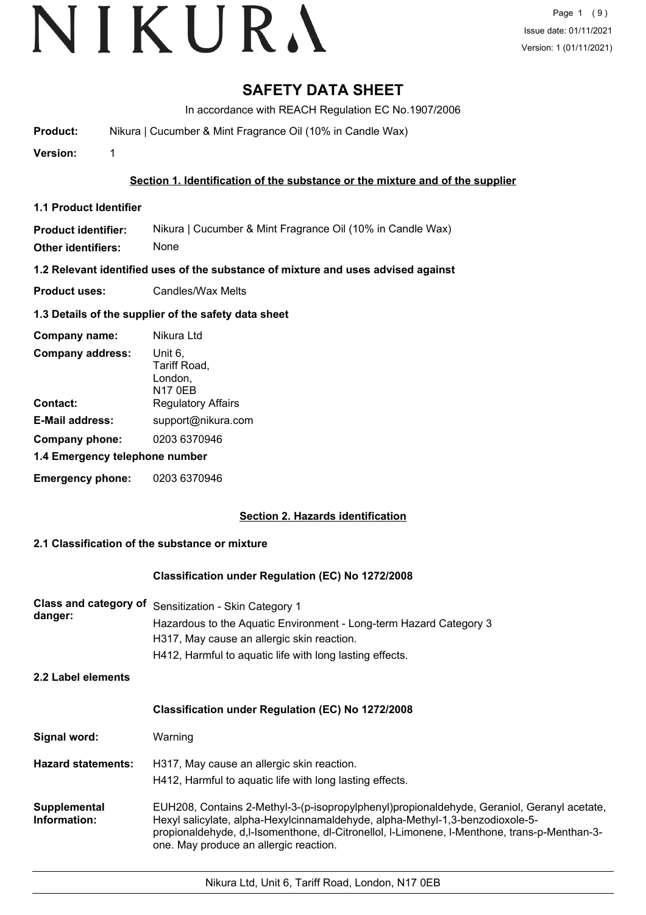# SAFETY DATA SHEET

In accordance with REACH Regulation EC No.1907/2006

**Product:** Nikura | Cucumber & Mint Fragrance Oil (10% in Candle Wax)

**Version:** 1

## Section 1. Identification of the substance or the mixture and of the supplier

### 1.1 Product Identifier

**Product identifier:** Nikura | Cucumber & Mint Fragrance Oil (10% in Candle Wax)

**Other identifiers:** None

### 1.2 Relevant identified uses of the substance of mixture and uses advised against

**Product uses:** Candles/Wax Melts

### 1.3 Details of the supplier of the safety data sheet

**Company name:** Nikura Ltd

**Company address:** Unit 6,
Tariff Road,
London,
N17 0EB

**Contact:** Regulatory Affairs

**E-Mail address:** support@nikura.com

**Company phone:** 0203 6370946

### 1.4 Emergency telephone number

**Emergency phone:** 0203 6370946

## Section 2. Hazards identification

### 2.1 Classification of the substance or mixture

**Classification under Regulation (EC) No 1272/2008**

**Class and category of danger:**
Sensitization - Skin Category 1
Hazardous to the Aquatic Environment - Long-term Hazard Category 3
H317, May cause an allergic skin reaction.
H412, Harmful to aquatic life with long lasting effects.

### 2.2 Label elements

**Classification under Regulation (EC) No 1272/2008**

**Signal word:** Warning

**Hazard statements:**
H317, May cause an allergic skin reaction.
H412, Harmful to aquatic life with long lasting effects.

**Supplemental Information:** EUH208, Contains 2-Methyl-3-(p-isopropylphenyl)propionaldehyde, Geraniol, Geranyl acetate, Hexyl salicylate, alpha-Hexylcinnamaldehyde, alpha-Methyl-1,3-benzodioxole-5-propionaldehyde, d,l-Isomenthone, dl-Citronellol, l-Limonene, l-Menthone, trans-p-Menthan-3-one. May produce an allergic reaction.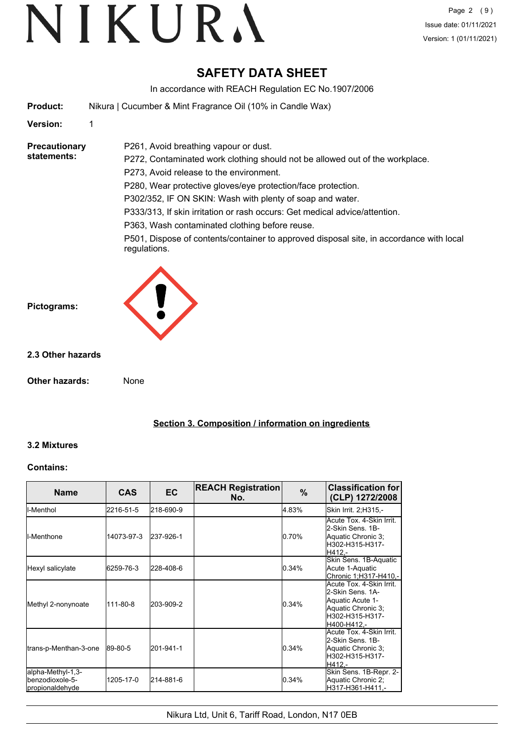# SAFETY DATA SHEET

In accordance with REACH Regulation EC No.1907/2006

**Product:** Nikura | Cucumber & Mint Fragrance Oil (10% in Candle Wax)

**Version:** 1

**Precautionary statements:**

P261, Avoid breathing vapour or dust.

P272, Contaminated work clothing should not be allowed out of the workplace.

P273, Avoid release to the environment.

P280, Wear protective gloves/eye protection/face protection.

P302/352, IF ON SKIN: Wash with plenty of soap and water.

P333/313, If skin irritation or rash occurs: Get medical advice/attention.

P363, Wash contaminated clothing before reuse.

P501, Dispose of contents/container to approved disposal site, in accordance with local regulations.

**Pictograms:**

### 2.3 Other hazards

**Other hazards:** None

## Section 3. Composition / information on ingredients

### 3.2 Mixtures

**Contains:**

| Name | CAS | EC | REACH Registration No. | % | Classification for (CLP) 1272/2008 |
|---|---|---|---|---|---|
| l-Menthol | 2216-51-5 | 218-690-9 | | 4.83% | Skin Irrit. 2;H315,- |
| l-Menthone | 14073-97-3 | 237-926-1 | | 0.70% | Acute Tox. 4-Skin Irrit. 2-Skin Sens. 1B-Aquatic Chronic 3;H302-H315-H317-H412,- |
| Hexyl salicylate | 6259-76-3 | 228-408-6 | | 0.34% | Skin Sens. 1B-Aquatic Acute 1-Aquatic Chronic 1;H317-H410,- |
| Methyl 2-nonynoate | 111-80-8 | 203-909-2 | | 0.34% | Acute Tox. 4-Skin Irrit. 2-Skin Sens. 1A-Aquatic Acute 1-Aquatic Chronic 3;H302-H315-H317-H400-H412,- |
| trans-p-Menthan-3-one | 89-80-5 | 201-941-1 | | 0.34% | Acute Tox. 4-Skin Irrit. 2-Skin Sens. 1B-Aquatic Chronic 3;H302-H315-H317-H412,- |
| alpha-Methyl-1,3-benzodioxole-5-propionaldehyde | 1205-17-0 | 214-881-6 | | 0.34% | Skin Sens. 1B-Repr. 2-Aquatic Chronic 2;H317-H361-H411,- |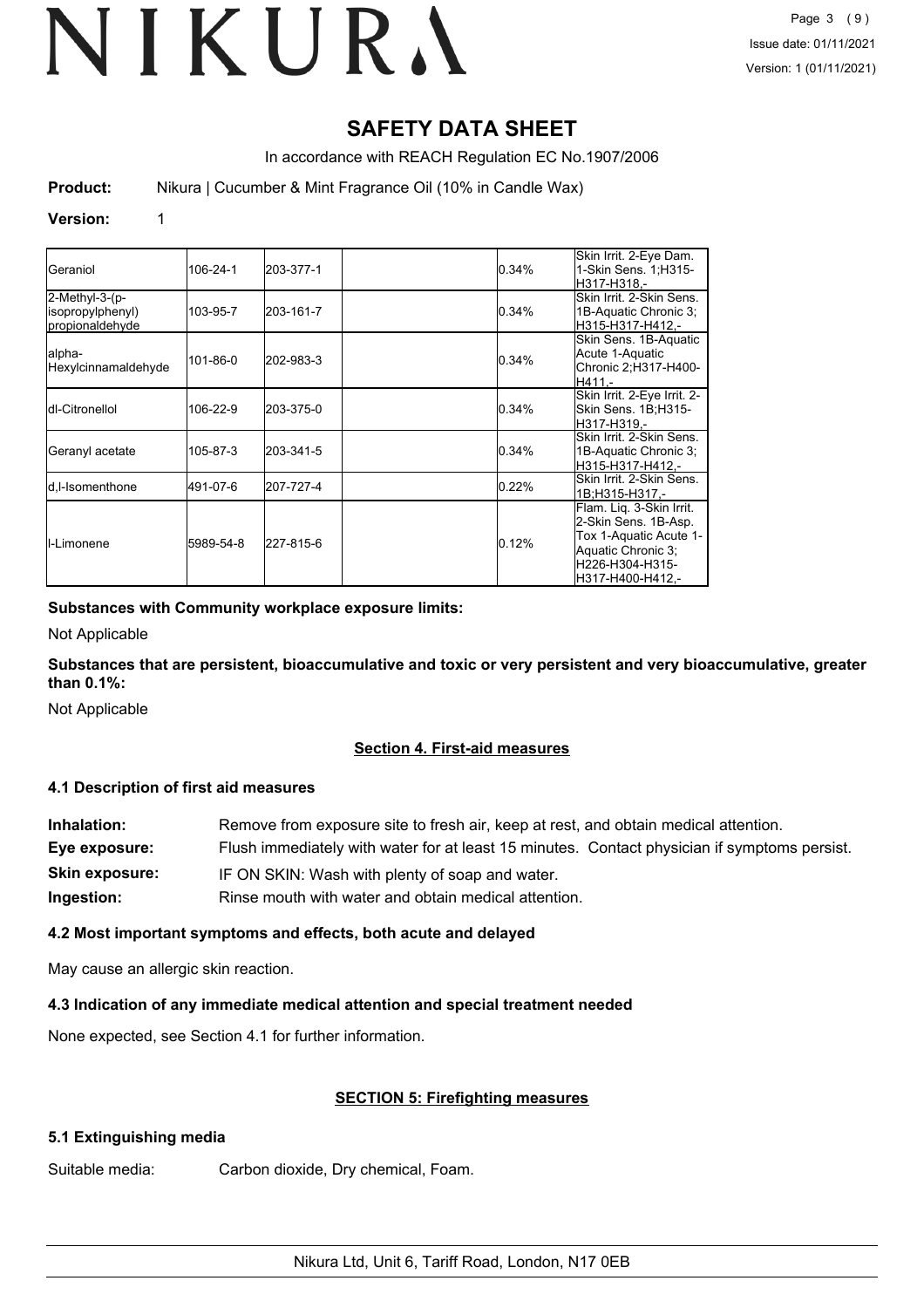# SAFETY DATA SHEET

In accordance with REACH Regulation EC No.1907/2006

**Product:** Nikura | Cucumber & Mint Fragrance Oil (10% in Candle Wax)

**Version:** 1

| | | | | | |
|---|---|---|---|---|---|
| Geraniol | 106-24-1 | 203-377-1 | | 0.34% | Skin Irrit. 2-Eye Dam. 1-Skin Sens. 1;H315-H317-H318,- |
| 2-Methyl-3-(p-isopropylphenyl) propionaldehyde | 103-95-7 | 203-161-7 | | 0.34% | Skin Irrit. 2-Skin Sens. 1B-Aquatic Chronic 3; H315-H317-H412,- |
| alpha-Hexylcinnamaldehyde | 101-86-0 | 202-983-3 | | 0.34% | Skin Sens. 1B-Aquatic Acute 1-Aquatic Chronic 2;H317-H400-H411,- |
| dl-Citronellol | 106-22-9 | 203-375-0 | | 0.34% | Skin Irrit. 2-Eye Irrit. 2-Skin Sens. 1B;H315-H317-H319,- |
| Geranyl acetate | 105-87-3 | 203-341-5 | | 0.34% | Skin Irrit. 2-Skin Sens. 1B-Aquatic Chronic 3; H315-H317-H412,- |
| d,l-Isomenthone | 491-07-6 | 207-727-4 | | 0.22% | Skin Irrit. 2-Skin Sens. 1B;H315-H317,- |
| l-Limonene | 5989-54-8 | 227-815-6 | | 0.12% | Flam. Liq. 3-Skin Irrit. 2-Skin Sens. 1B-Asp. Tox 1-Aquatic Acute 1-Aquatic Chronic 3; H226-H304-H315-H317-H400-H412,- |

**Substances with Community workplace exposure limits:**

Not Applicable

**Substances that are persistent, bioaccumulative and toxic or very persistent and very bioaccumulative, greater than 0.1%:**

Not Applicable

## Section 4. First-aid measures

### 4.1 Description of first aid measures

**Inhalation:** Remove from exposure site to fresh air, keep at rest, and obtain medical attention.

**Eye exposure:** Flush immediately with water for at least 15 minutes. Contact physician if symptoms persist.

**Skin exposure:** IF ON SKIN: Wash with plenty of soap and water.

**Ingestion:** Rinse mouth with water and obtain medical attention.

### 4.2 Most important symptoms and effects, both acute and delayed

May cause an allergic skin reaction.

### 4.3 Indication of any immediate medical attention and special treatment needed

None expected, see Section 4.1 for further information.

## SECTION 5: Firefighting measures

### 5.1 Extinguishing media

Suitable media: Carbon dioxide, Dry chemical, Foam.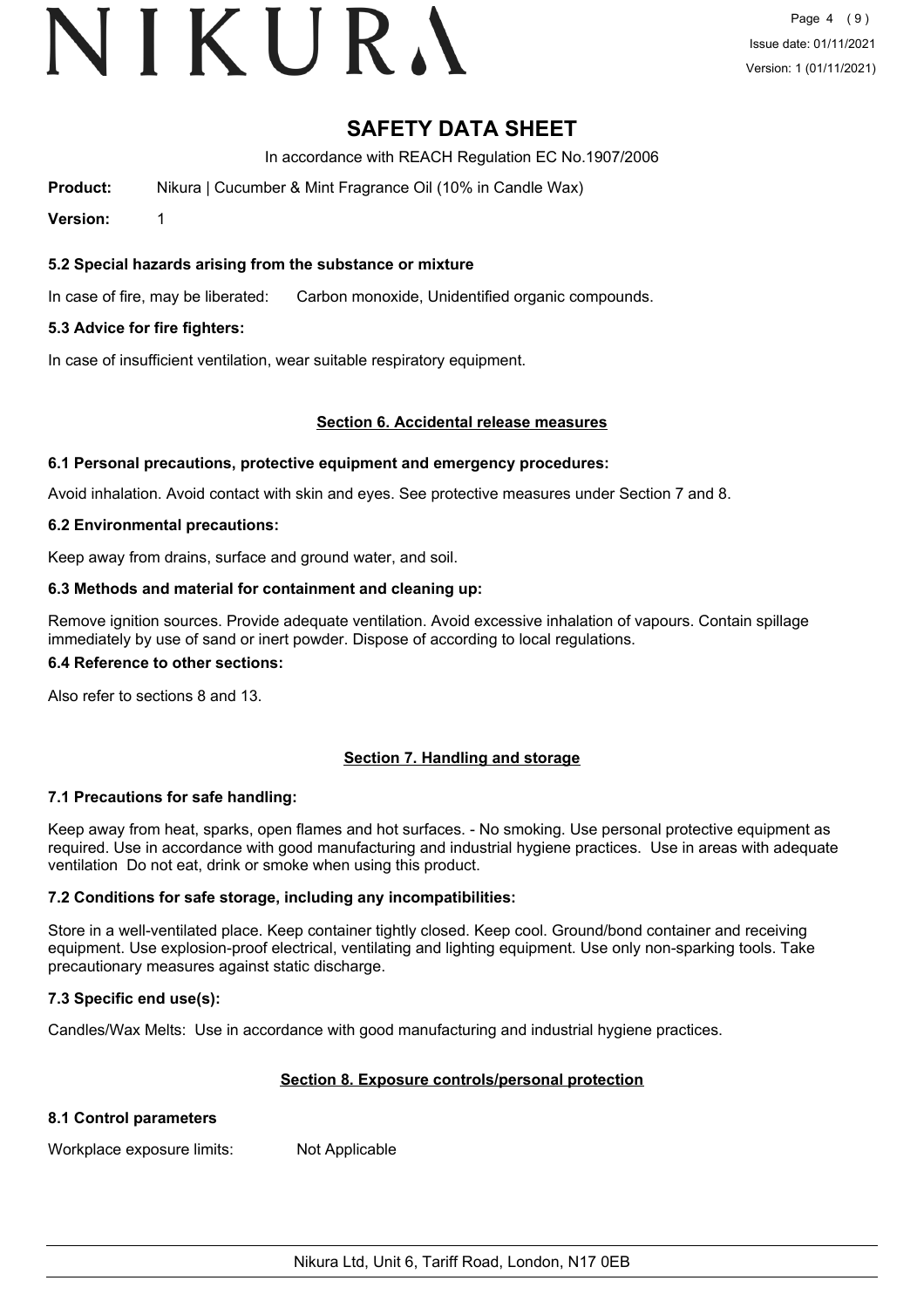# SAFETY DATA SHEET

In accordance with REACH Regulation EC No.1907/2006

**Product:** Nikura | Cucumber & Mint Fragrance Oil (10% in Candle Wax)

**Version:** 1

### 5.2 Special hazards arising from the substance or mixture

In case of fire, may be liberated: Carbon monoxide, Unidentified organic compounds.

### 5.3 Advice for fire fighters:

In case of insufficient ventilation, wear suitable respiratory equipment.

## Section 6. Accidental release measures

### 6.1 Personal precautions, protective equipment and emergency procedures:

Avoid inhalation. Avoid contact with skin and eyes. See protective measures under Section 7 and 8.

### 6.2 Environmental precautions:

Keep away from drains, surface and ground water, and soil.

### 6.3 Methods and material for containment and cleaning up:

Remove ignition sources. Provide adequate ventilation. Avoid excessive inhalation of vapours. Contain spillage immediately by use of sand or inert powder. Dispose of according to local regulations.

### 6.4 Reference to other sections:

Also refer to sections 8 and 13.

## Section 7. Handling and storage

### 7.1 Precautions for safe handling:

Keep away from heat, sparks, open flames and hot surfaces. - No smoking. Use personal protective equipment as required. Use in accordance with good manufacturing and industrial hygiene practices. Use in areas with adequate ventilation Do not eat, drink or smoke when using this product.

### 7.2 Conditions for safe storage, including any incompatibilities:

Store in a well-ventilated place. Keep container tightly closed. Keep cool. Ground/bond container and receiving equipment. Use explosion-proof electrical, ventilating and lighting equipment. Use only non-sparking tools. Take precautionary measures against static discharge.

### 7.3 Specific end use(s):

Candles/Wax Melts: Use in accordance with good manufacturing and industrial hygiene practices.

## Section 8. Exposure controls/personal protection

### 8.1 Control parameters

Workplace exposure limits: Not Applicable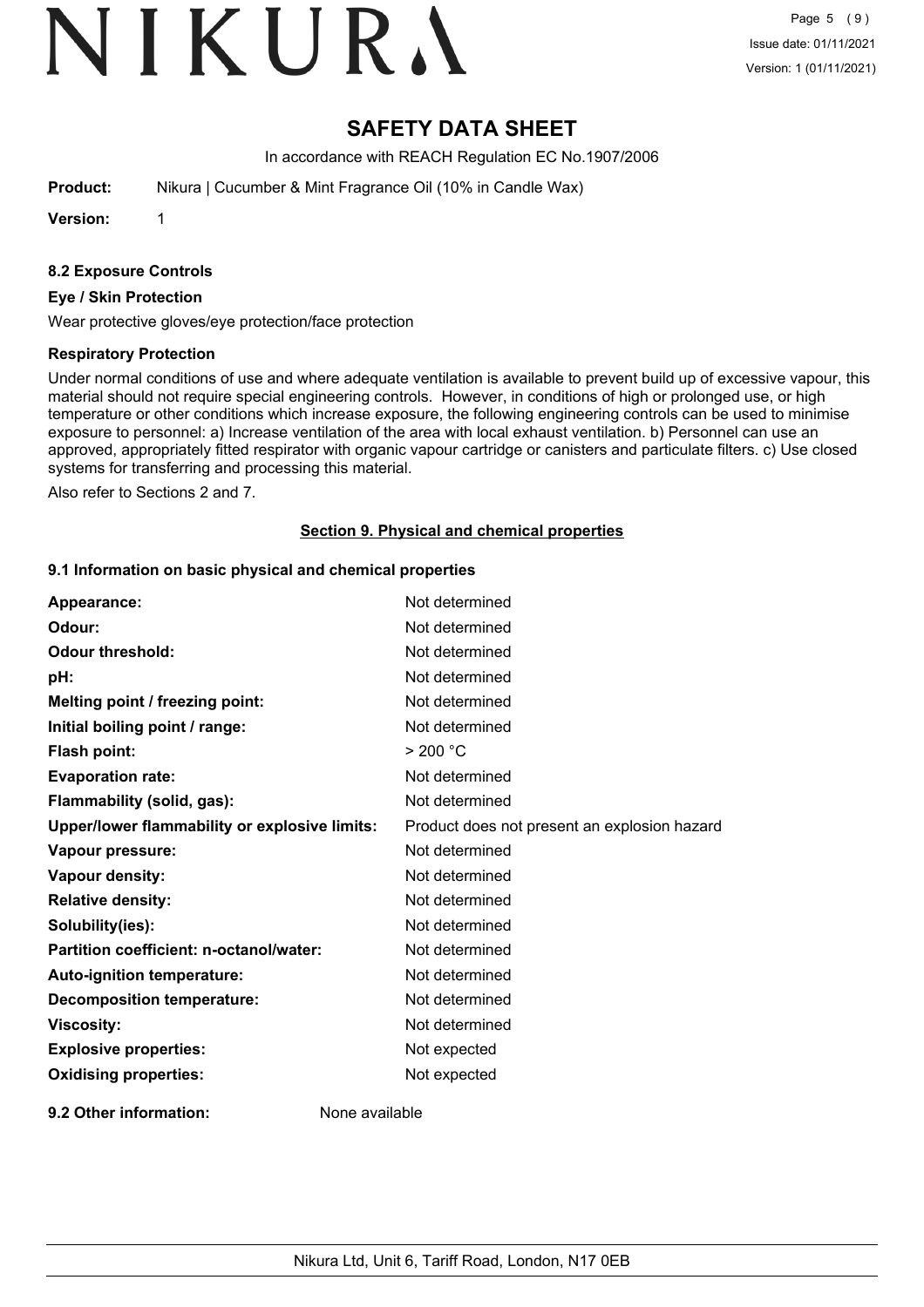# SAFETY DATA SHEET

In accordance with REACH Regulation EC No.1907/2006

**Product:** Nikura | Cucumber & Mint Fragrance Oil (10% in Candle Wax)

**Version:** 1

### 8.2 Exposure Controls

**Eye / Skin Protection**

Wear protective gloves/eye protection/face protection

**Respiratory Protection**

Under normal conditions of use and where adequate ventilation is available to prevent build up of excessive vapour, this material should not require special engineering controls. However, in conditions of high or prolonged use, or high temperature or other conditions which increase exposure, the following engineering controls can be used to minimise exposure to personnel: a) Increase ventilation of the area with local exhaust ventilation. b) Personnel can use an approved, appropriately fitted respirator with organic vapour cartridge or canisters and particulate filters. c) Use closed systems for transferring and processing this material.

Also refer to Sections 2 and 7.

## Section 9. Physical and chemical properties

### 9.1 Information on basic physical and chemical properties

| | |
|---|---|
| **Appearance:** | Not determined |
| **Odour:** | Not determined |
| **Odour threshold:** | Not determined |
| **pH:** | Not determined |
| **Melting point / freezing point:** | Not determined |
| **Initial boiling point / range:** | Not determined |
| **Flash point:** | > 200 °C |
| **Evaporation rate:** | Not determined |
| **Flammability (solid, gas):** | Not determined |
| **Upper/lower flammability or explosive limits:** | Product does not present an explosion hazard |
| **Vapour pressure:** | Not determined |
| **Vapour density:** | Not determined |
| **Relative density:** | Not determined |
| **Solubility(ies):** | Not determined |
| **Partition coefficient: n-octanol/water:** | Not determined |
| **Auto-ignition temperature:** | Not determined |
| **Decomposition temperature:** | Not determined |
| **Viscosity:** | Not determined |
| **Explosive properties:** | Not expected |
| **Oxidising properties:** | Not expected |

**9.2 Other information:** None available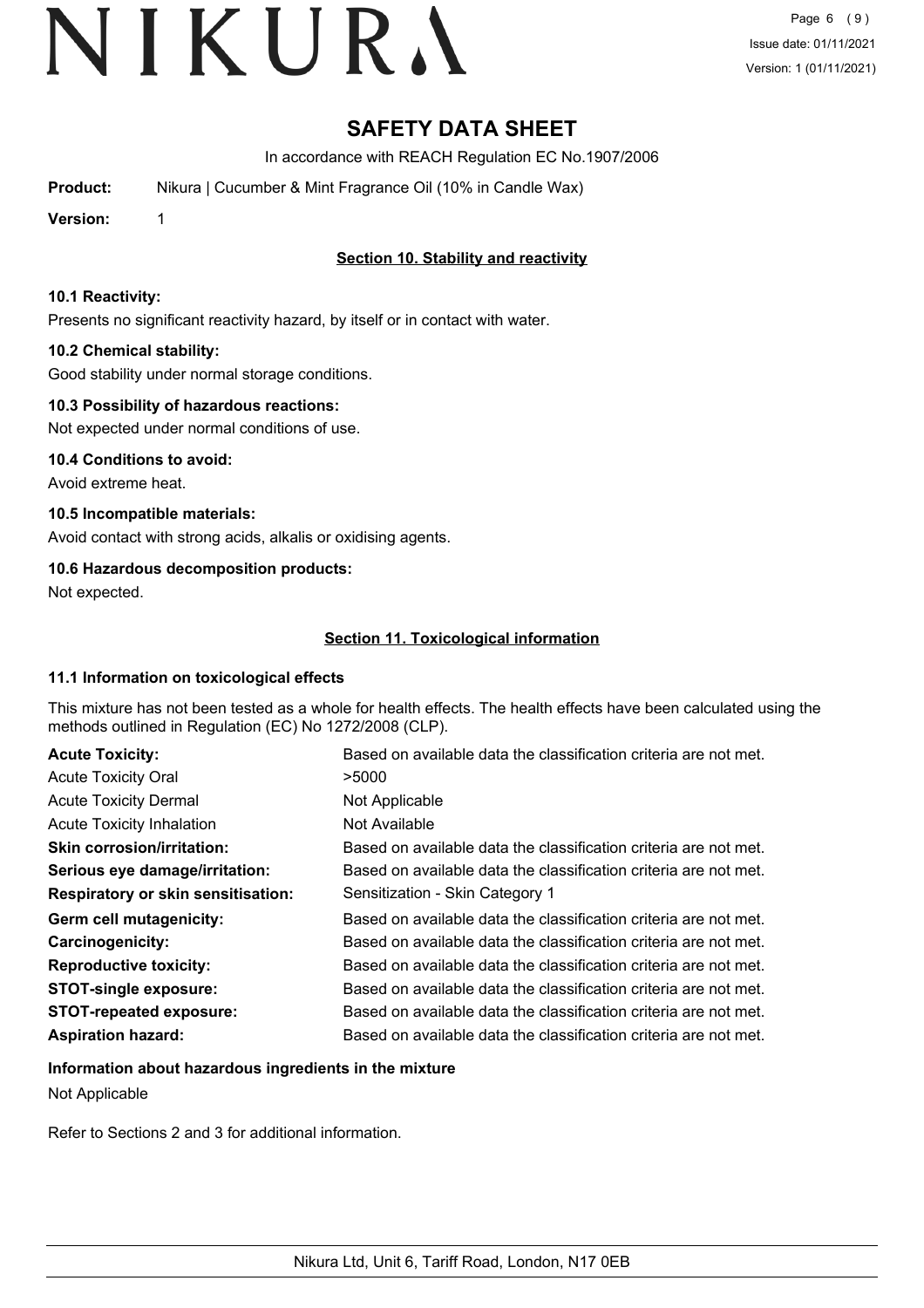# SAFETY DATA SHEET

In accordance with REACH Regulation EC No.1907/2006

**Product:** Nikura | Cucumber & Mint Fragrance Oil (10% in Candle Wax)

**Version:** 1

## Section 10. Stability and reactivity

### 10.1 Reactivity:

Presents no significant reactivity hazard, by itself or in contact with water.

### 10.2 Chemical stability:

Good stability under normal storage conditions.

### 10.3 Possibility of hazardous reactions:

Not expected under normal conditions of use.

### 10.4 Conditions to avoid:

Avoid extreme heat.

### 10.5 Incompatible materials:

Avoid contact with strong acids, alkalis or oxidising agents.

### 10.6 Hazardous decomposition products:

Not expected.

## Section 11. Toxicological information

### 11.1 Information on toxicological effects

This mixture has not been tested as a whole for health effects. The health effects have been calculated using the methods outlined in Regulation (EC) No 1272/2008 (CLP).

| | |
|---|---|
| **Acute Toxicity:** | Based on available data the classification criteria are not met. |
| Acute Toxicity Oral | >5000 |
| Acute Toxicity Dermal | Not Applicable |
| Acute Toxicity Inhalation | Not Available |
| **Skin corrosion/irritation:** | Based on available data the classification criteria are not met. |
| **Serious eye damage/irritation:** | Based on available data the classification criteria are not met. |
| **Respiratory or skin sensitisation:** | Sensitization - Skin Category 1 |
| **Germ cell mutagenicity:** | Based on available data the classification criteria are not met. |
| **Carcinogenicity:** | Based on available data the classification criteria are not met. |
| **Reproductive toxicity:** | Based on available data the classification criteria are not met. |
| **STOT-single exposure:** | Based on available data the classification criteria are not met. |
| **STOT-repeated exposure:** | Based on available data the classification criteria are not met. |
| **Aspiration hazard:** | Based on available data the classification criteria are not met. |

### Information about hazardous ingredients in the mixture

Not Applicable

Refer to Sections 2 and 3 for additional information.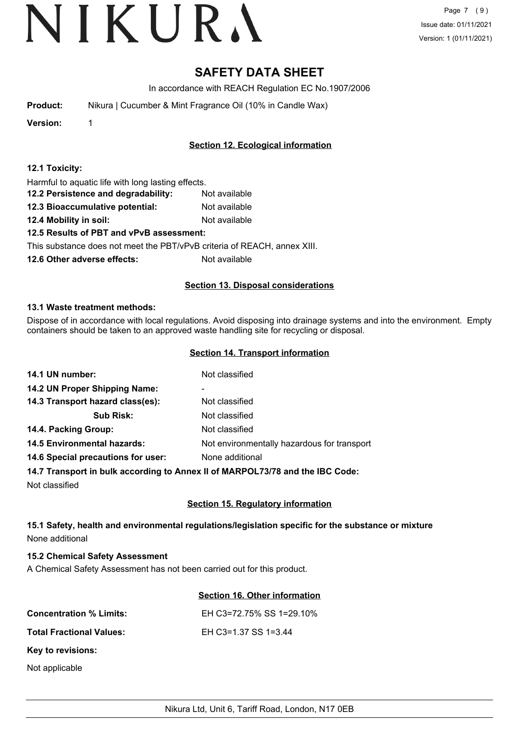# SAFETY DATA SHEET

In accordance with REACH Regulation EC No.1907/2006

**Product:** Nikura | Cucumber & Mint Fragrance Oil (10% in Candle Wax)

**Version:** 1

## Section 12. Ecological information

**12.1 Toxicity:**

Harmful to aquatic life with long lasting effects.

**12.2 Persistence and degradability:** Not available

**12.3 Bioaccumulative potential:** Not available

**12.4 Mobility in soil:** Not available

**12.5 Results of PBT and vPvB assessment:**

This substance does not meet the PBT/vPvB criteria of REACH, annex XIII.

**12.6 Other adverse effects:** Not available

## Section 13. Disposal considerations

**13.1 Waste treatment methods:**

Dispose of in accordance with local regulations. Avoid disposing into drainage systems and into the environment. Empty containers should be taken to an approved waste handling site for recycling or disposal.

## Section 14. Transport information

**14.1 UN number:** Not classified

**14.2 UN Proper Shipping Name:** -

**14.3 Transport hazard class(es):** Not classified

**Sub Risk:** Not classified

**14.4. Packing Group:** Not classified

**14.5 Environmental hazards:** Not environmentally hazardous for transport

**14.6 Special precautions for user:** None additional

**14.7 Transport in bulk according to Annex II of MARPOL73/78 and the IBC Code:**

Not classified

## Section 15. Regulatory information

**15.1 Safety, health and environmental regulations/legislation specific for the substance or mixture**

None additional

**15.2 Chemical Safety Assessment**

A Chemical Safety Assessment has not been carried out for this product.

## Section 16. Other information

**Concentration % Limits:** EH C3=72.75% SS 1=29.10%

**Total Fractional Values:** EH C3=1.37 SS 1=3.44

**Key to revisions:**

Not applicable

Nikura Ltd, Unit 6, Tariff Road, London, N17 0EB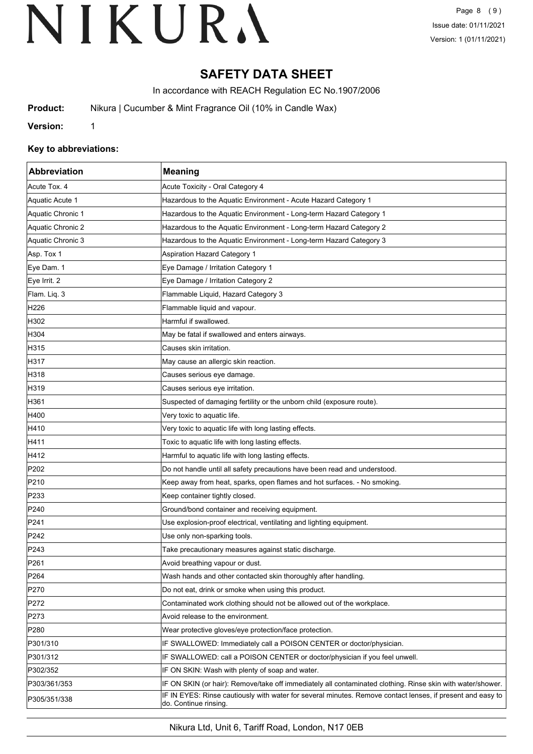# SAFETY DATA SHEET

In accordance with REACH Regulation EC No.1907/2006

**Product:** Nikura | Cucumber & Mint Fragrance Oil (10% in Candle Wax)

**Version:** 1

### Key to abbreviations:

| Abbreviation | Meaning |
|---|---|
| Acute Tox. 4 | Acute Toxicity - Oral Category 4 |
| Aquatic Acute 1 | Hazardous to the Aquatic Environment - Acute Hazard Category 1 |
| Aquatic Chronic 1 | Hazardous to the Aquatic Environment - Long-term Hazard Category 1 |
| Aquatic Chronic 2 | Hazardous to the Aquatic Environment - Long-term Hazard Category 2 |
| Aquatic Chronic 3 | Hazardous to the Aquatic Environment - Long-term Hazard Category 3 |
| Asp. Tox 1 | Aspiration Hazard Category 1 |
| Eye Dam. 1 | Eye Damage / Irritation Category 1 |
| Eye Irrit. 2 | Eye Damage / Irritation Category 2 |
| Flam. Liq. 3 | Flammable Liquid, Hazard Category 3 |
| H226 | Flammable liquid and vapour. |
| H302 | Harmful if swallowed. |
| H304 | May be fatal if swallowed and enters airways. |
| H315 | Causes skin irritation. |
| H317 | May cause an allergic skin reaction. |
| H318 | Causes serious eye damage. |
| H319 | Causes serious eye irritation. |
| H361 | Suspected of damaging fertility or the unborn child (exposure route). |
| H400 | Very toxic to aquatic life. |
| H410 | Very toxic to aquatic life with long lasting effects. |
| H411 | Toxic to aquatic life with long lasting effects. |
| H412 | Harmful to aquatic life with long lasting effects. |
| P202 | Do not handle until all safety precautions have been read and understood. |
| P210 | Keep away from heat, sparks, open flames and hot surfaces. - No smoking. |
| P233 | Keep container tightly closed. |
| P240 | Ground/bond container and receiving equipment. |
| P241 | Use explosion-proof electrical, ventilating and lighting equipment. |
| P242 | Use only non-sparking tools. |
| P243 | Take precautionary measures against static discharge. |
| P261 | Avoid breathing vapour or dust. |
| P264 | Wash hands and other contacted skin thoroughly after handling. |
| P270 | Do not eat, drink or smoke when using this product. |
| P272 | Contaminated work clothing should not be allowed out of the workplace. |
| P273 | Avoid release to the environment. |
| P280 | Wear protective gloves/eye protection/face protection. |
| P301/310 | IF SWALLOWED: Immediately call a POISON CENTER or doctor/physician. |
| P301/312 | IF SWALLOWED: call a POISON CENTER or doctor/physician if you feel unwell. |
| P302/352 | IF ON SKIN: Wash with plenty of soap and water. |
| P303/361/353 | IF ON SKIN (or hair): Remove/take off immediately all contaminated clothing. Rinse skin with water/shower. |
| P305/351/338 | IF IN EYES: Rinse cautiously with water for several minutes. Remove contact lenses, if present and easy to do. Continue rinsing. |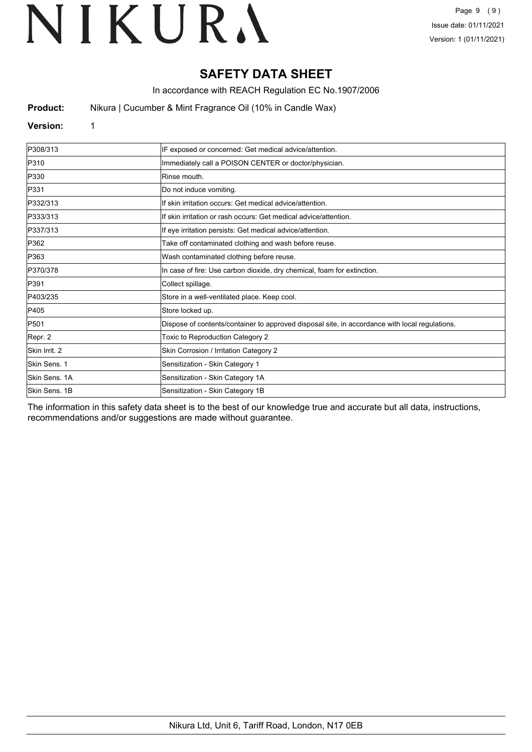# SAFETY DATA SHEET

In accordance with REACH Regulation EC No.1907/2006

**Product:** Nikura | Cucumber & Mint Fragrance Oil (10% in Candle Wax)

**Version:** 1

| | |
|---|---|
| P308/313 | IF exposed or concerned: Get medical advice/attention. |
| P310 | Immediately call a POISON CENTER or doctor/physician. |
| P330 | Rinse mouth. |
| P331 | Do not induce vomiting. |
| P332/313 | If skin irritation occurs: Get medical advice/attention. |
| P333/313 | If skin irritation or rash occurs: Get medical advice/attention. |
| P337/313 | If eye irritation persists: Get medical advice/attention. |
| P362 | Take off contaminated clothing and wash before reuse. |
| P363 | Wash contaminated clothing before reuse. |
| P370/378 | In case of fire: Use carbon dioxide, dry chemical, foam for extinction. |
| P391 | Collect spillage. |
| P403/235 | Store in a well-ventilated place. Keep cool. |
| P405 | Store locked up. |
| P501 | Dispose of contents/container to approved disposal site, in accordance with local regulations. |
| Repr. 2 | Toxic to Reproduction Category 2 |
| Skin Irrit. 2 | Skin Corrosion / Irritation Category 2 |
| Skin Sens. 1 | Sensitization - Skin Category 1 |
| Skin Sens. 1A | Sensitization - Skin Category 1A |
| Skin Sens. 1B | Sensitization - Skin Category 1B |

The information in this safety data sheet is to the best of our knowledge true and accurate but all data, instructions, recommendations and/or suggestions are made without guarantee.

Nikura Ltd, Unit 6, Tariff Road, London, N17 0EB